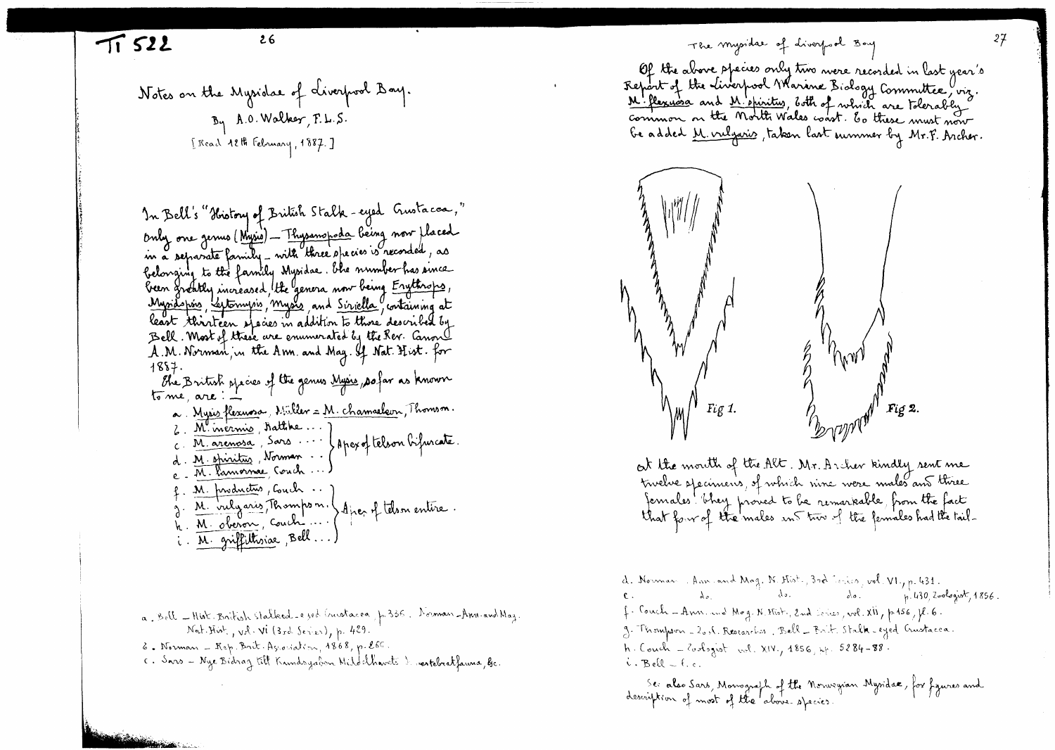# Notes on the Mysidae of Liverpool Bay.

By A.O. Walker, F.L.S.

[Read 12th February, 1887.]

In Bell's "History of British Stalk-eyed Crustacea," only one genus (*Mysis*) — *Thysanopoda* being now placed in a separate family — with three species is recorded, as belonging to the family Mysidae. The number has since been greatly increased, the genera now being *Erythrops*, *Mysidopsis*, *Leptomysis*, *Mysis*, and *Siriella*, containing at least thirteen species in addition to those described by Bell. Most of these are enumerated by the Rev. Canon A.M. Norman, in the Ann. and Mag. of Nat. Hist. for 1887.

The British species of the genus *Mysis*, so far as known to me, are: —

a. *Mysis flexuosa*, Müller = *M. chamaeleon*, Thomson.
b. *M. inermis*, Rathke ... } Apex of telson bifurcate.
c. *M. arenosa*, Sars ....
d. *M. spiritus*, Norman ..
e. *M. lamornae*, Couch ...
f. *M. productus*, Couch .. } Apex of telson entire.
g. *M. vulgaris*, Thompson.
h. *M. oberon*, Couch ....
i. *M. griffithsiae*, Bell ...

a. Bell — Hist. British Stalked-eyed Crustacea p. 336. Norman — Ann. and Mag. Nat. Hist., vol. VI (3rd Series), p. 429.
b. Norman — Rep. Brit. Association, 1868, p. 265.
c. Sars — Nye Bidrag till Kundskaben Middelhavets Invertebratfauna, &c.

d. Norman. Ann. and Mag. N. Hist., 3rd Series, vol. VI., p. 431.
e. do. do. p. 430, Zoologist, 1856.
f. Couch — Ann. and Mag. N. Hist., 2nd Series, vol. XII, p. 156, pl. 6.
g. Thompson — Zool. Researches, Bell — Brit. Stalk-eyed Crustacea.
h. Couch — Zoologist vol. XIV., 1856, pp. 5284–88.
i. Bell — l.c.

See also Sars, Monograph of the Norwegian Mysidae, for figures and description of most of the above species.

Of the above species only two were recorded in last year's Report of the Liverpool Marine Biology Committee, viz. *M. flexuosa* and *M. spiritus*, both of which are tolerably common on the North Wales coast. To these must now be added *M. vulgaris*, taken last summer by Mr. F. Archer.

Fig 1. Fig 2.

at the mouth of the Alt. Mr. Archer kindly sent me twelve specimens, of which nine were males and three females. They proved to be remarkable from the fact that four of the males and two of the females had the tail-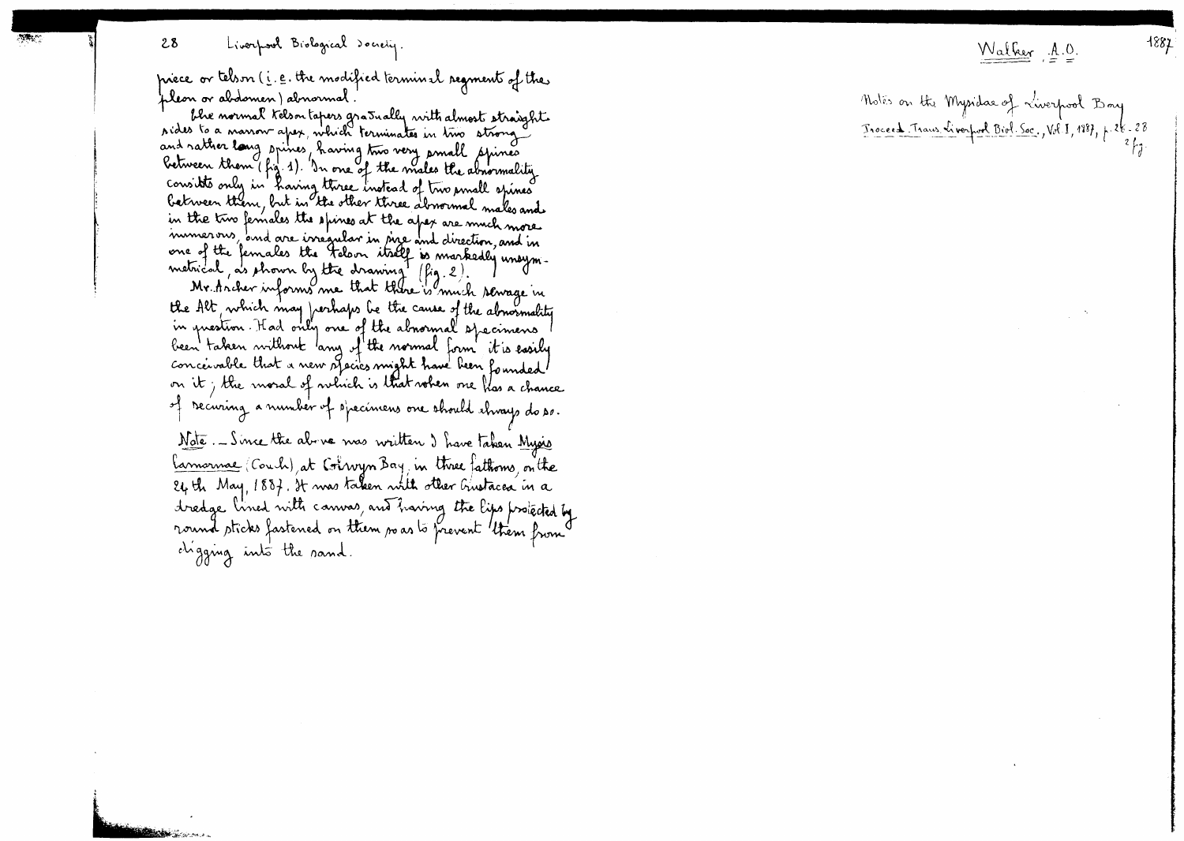piece or telson (i.e. the modified terminal segment of the pleon or abdomen) abnormal.

The normal telson tapers gradually with almost straight sides to a narrow apex, which terminates in two strong and rather long spines, having two very small spines between them (fig. 1). In one of the males the abnormality consists only in having three instead of two small spines between them, but in the other three abnormal males and in the two females the spines at the apex are much more numerous, and are irregular in size and direction, and in one of the females the telson itself is markedly unsymmetrical, as shown by the drawing (fig. 2).

Mr. Archer informs me that there is much sewage in the Alt, which may perhaps be the cause of the abnormality in question. Had only one of the abnormal specimens been taken without any of the normal form it is easily conceivable that a new species might have been founded on it; the moral of which is that when one has a chance of securing a number of specimens one should always do so.

Note. — Since the above was written I have taken Mysis lamornae (Couch) at Colwyn Bay, in three fathoms, on the 24th May, 1887. It was taken with other Crustacea in a dredge lined with canvas, and having the lips protected by round sticks fastened on them so as to prevent them from digging into the sand.

Walker A.O. 1887

Notes on the Mysidae of Liverpool Bay

Proceed. Trans Liverpool Biol. Soc., Vol I, 1887, p. 26-28

2 fig.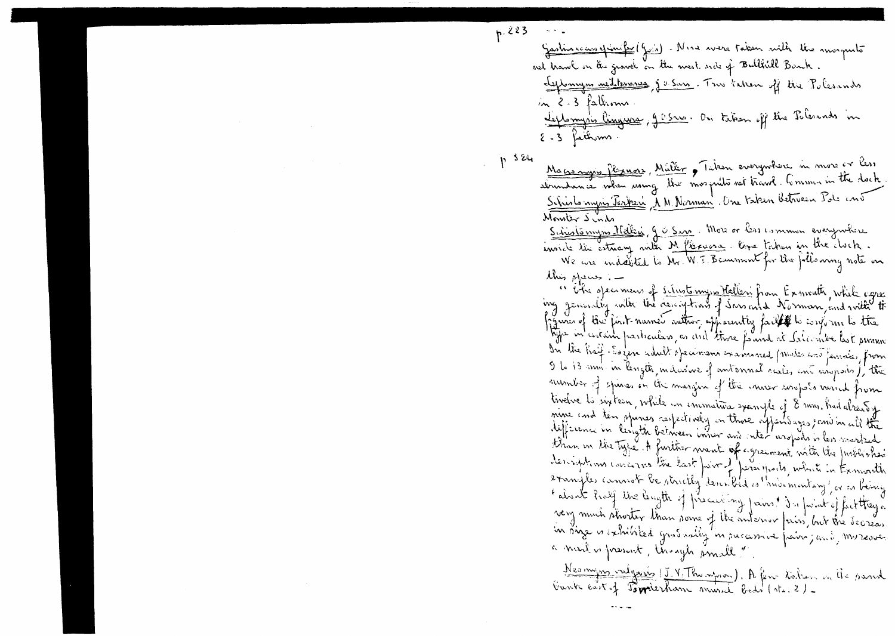p. 223 ...

*Gastrosaccus spinifer* (Goës). Nine were taken with the mosquito net trawl on the gravel on the west side of Bullhill Bank.

*Leptomysis mediterranea*, G.O. Sars. Two taken off the Polesands in 2-3 fathoms.

*Leptomysis lingvura*, G.O. Sars. One taken off the Polesands in 2-3 fathoms.

p. 324

*Macromysis flexuosa*, Müller. Taken everywhere in more or less abundance when using the mosquito net trawl. Common in the dock.

*Schistomysis Parkeri*, A.M. Norman. One taken between Pole and Monster Sands.

*Schistomysis Helleri*, G.O. Sars. More or less common everywhere inside the estuary with *M. flexuosa*. One taken in the dock.

We are indebted to Mr. W.T. Beaumont for the following note on this species:—

"The specimens of *Schistomysis Helleri* from Exmouth, while agreeing generally with the descriptions of Sars and Norman, and with the figures of the first-named author, apparently fail to conform to the type in certain particulars, as did those found at Salcombe last summer. In the half-dozen adult specimens examined (males and females, from 9 to 13 mm in length, inclusive of antennal scales and uropods), the number of spines on the margin of the inner uropods varied from twelve to sixteen, while an immature example of 8 mm. had already nine and ten spines respectively on those appendages; and in all the difference in length between inner and outer uropods is less marked than in the type. A further want of agreement with the published descriptions concerns the last pair of pereiopods, which in Exmouth examples cannot be strictly described as 'rudimentary', or as being 'about half the length of preceding pairs'. In point of fact they are very much shorter than some of the anterior pairs, but the decrease in size is exhibited gradually in successive pairs; and, moreover, a nail is present, though small."

*Neomysis vulgaris* (J.V. Thompson). A few taken on the sand banks east of Topsham mussel beds (Sta. 2).

...